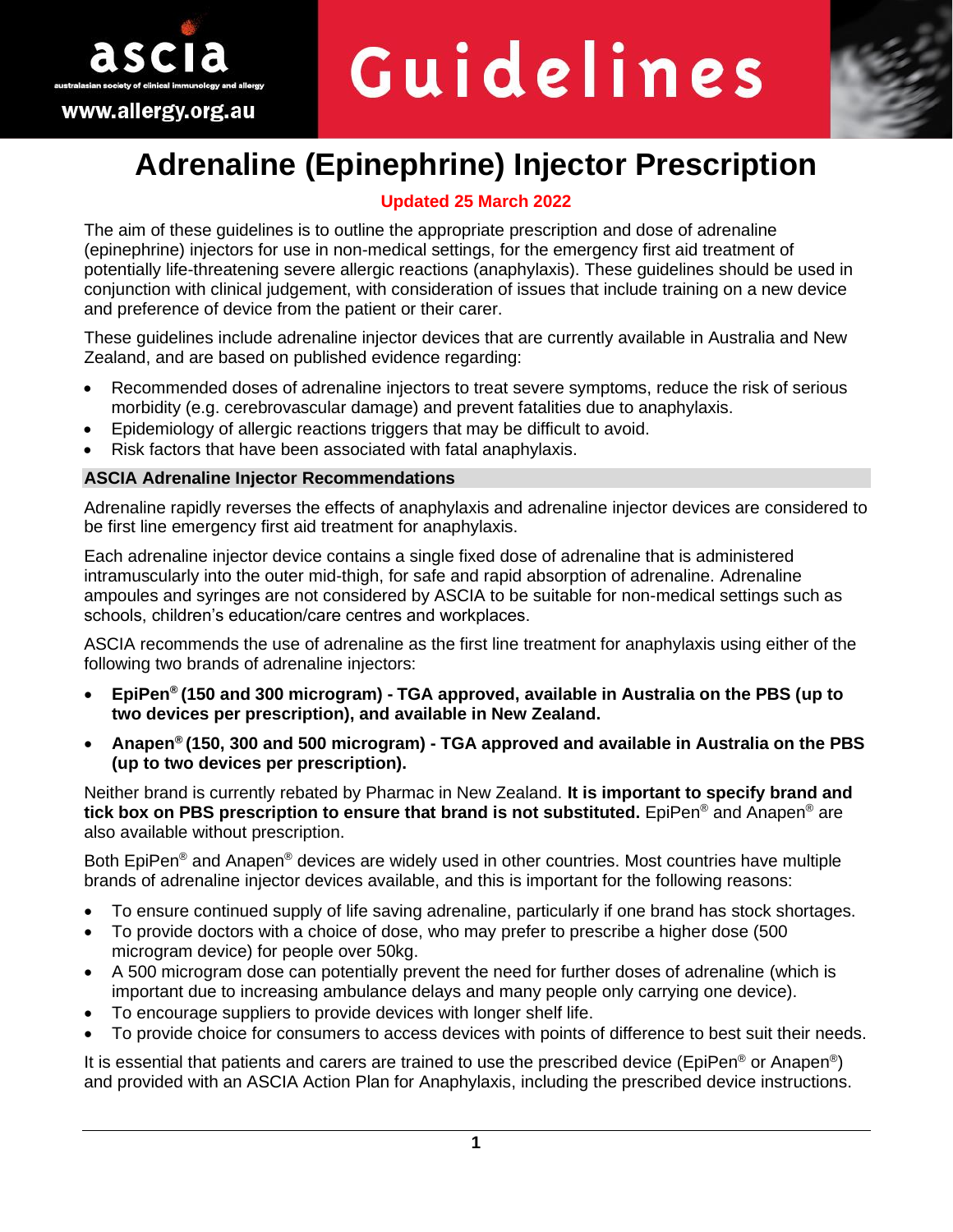# Adrenaline (Epinephrine) Injector Prescription

**Updated 25 March 2022**

The aim of these guidelines is to outline the appropriate prescription and dose of adrenaline (epinephrine) injectors for use in non-medical settings, for the emergency first aid treatment of potentially life-threatening severe allergic reactions (anaphylaxis). These guidelines should be used in conjunction with clinical judgement, with consideration of issues that include training on a new device and preference of device from the patient or their carer.

These guidelines include adrenaline injector devices that are currently available in Australia and New Zealand, and are based on published evidence regarding:

- Recommended doses of adrenaline injectors to treat severe symptoms, reduce the risk of serious morbidity (e.g. cerebrovascular damage) and prevent fatalities due to anaphylaxis.
- Epidemiology of allergic reactions triggers that may be difficult to avoid.
- Risk factors that have been associated with fatal anaphylaxis.

## ASCIA Adrenaline Injector Recommendations

Adrenaline rapidly reverses the effects of anaphylaxis and adrenaline injector devices are considered to be first line emergency first aid treatment for anaphylaxis.

Each adrenaline injector device contains a single fixed dose of adrenaline that is administered intramuscularly into the outer mid-thigh, for safe and rapid absorption of adrenaline. Adrenaline ampoules and syringes are not considered by ASCIA to be suitable for non-medical settings such as schools, children's education/care centres and workplaces.

ASCIA recommends the use of adrenaline as the first line treatment for anaphylaxis using either of the following two brands of adrenaline injectors:

- **EpiPen® (150 and 300 microgram) - TGA approved, available in Australia on the PBS (up to two devices per prescription), and available in New Zealand.**
- **Anapen® (150, 300 and 500 microgram) - TGA approved and available in Australia on the PBS (up to two devices per prescription).**

Neither brand is currently rebated by Pharmac in New Zealand. **It is important to specify brand and tick box on PBS prescription to ensure that brand is not substituted.** EpiPen® and Anapen® are also available without prescription.

Both EpiPen® and Anapen® devices are widely used in other countries. Most countries have multiple brands of adrenaline injector devices available, and this is important for the following reasons:

- To ensure continued supply of life saving adrenaline, particularly if one brand has stock shortages.
- To provide doctors with a choice of dose, who may prefer to prescribe a higher dose (500 microgram device) for people over 50kg.
- A 500 microgram dose can potentially prevent the need for further doses of adrenaline (which is important due to increasing ambulance delays and many people only carrying one device).
- To encourage suppliers to provide devices with longer shelf life.
- To provide choice for consumers to access devices with points of difference to best suit their needs.

It is essential that patients and carers are trained to use the prescribed device (EpiPen® or Anapen®) and provided with an ASCIA Action Plan for Anaphylaxis, including the prescribed device instructions.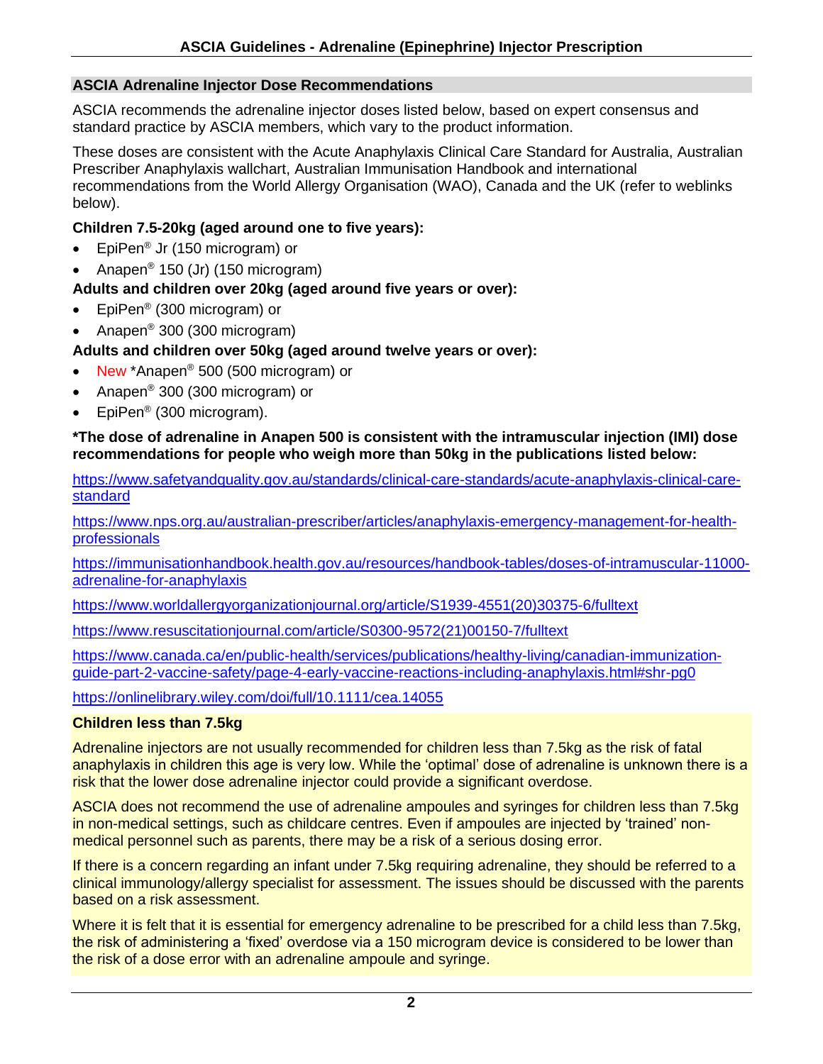## ASCIA Adrenaline Injector Dose Recommendations

ASCIA recommends the adrenaline injector doses listed below, based on expert consensus and standard practice by ASCIA members, which vary to the product information.

These doses are consistent with the Acute Anaphylaxis Clinical Care Standard for Australia, Australian Prescriber Anaphylaxis wallchart, Australian Immunisation Handbook and international recommendations from the World Allergy Organisation (WAO), Canada and the UK (refer to weblinks below).

**Children 7.5-20kg (aged around one to five years):**

- EpiPen® Jr (150 microgram) or
- Anapen® 150 (Jr) (150 microgram)

**Adults and children over 20kg (aged around five years or over):**

- EpiPen® (300 microgram) or
- Anapen® 300 (300 microgram)

**Adults and children over 50kg (aged around twelve years or over):**

- New *Anapen® 500 (500 microgram) or
- Anapen® 300 (300 microgram) or
- EpiPen® (300 microgram).

**\*The dose of adrenaline in Anapen 500 is consistent with the intramuscular injection (IMI) dose recommendations for people who weigh more than 50kg in the publications listed below:**

https://www.safetyandquality.gov.au/standards/clinical-care-standards/acute-anaphylaxis-clinical-care-standard

https://www.nps.org.au/australian-prescriber/articles/anaphylaxis-emergency-management-for-health-professionals

https://immunisationhandbook.health.gov.au/resources/handbook-tables/doses-of-intramuscular-11000-adrenaline-for-anaphylaxis

https://www.worldallergyorganizationjournal.org/article/S1939-4551(20)30375-6/fulltext

https://www.resuscitationjournal.com/article/S0300-9572(21)00150-7/fulltext

https://www.canada.ca/en/public-health/services/publications/healthy-living/canadian-immunization-guide-part-2-vaccine-safety/page-4-early-vaccine-reactions-including-anaphylaxis.html#shr-pg0

https://onlinelibrary.wiley.com/doi/full/10.1111/cea.14055

**Children less than 7.5kg**

Adrenaline injectors are not usually recommended for children less than 7.5kg as the risk of fatal anaphylaxis in children this age is very low. While the 'optimal' dose of adrenaline is unknown there is a risk that the lower dose adrenaline injector could provide a significant overdose.

ASCIA does not recommend the use of adrenaline ampoules and syringes for children less than 7.5kg in non-medical settings, such as childcare centres. Even if ampoules are injected by 'trained' non-medical personnel such as parents, there may be a risk of a serious dosing error.

If there is a concern regarding an infant under 7.5kg requiring adrenaline, they should be referred to a clinical immunology/allergy specialist for assessment. The issues should be discussed with the parents based on a risk assessment.

Where it is felt that it is essential for emergency adrenaline to be prescribed for a child less than 7.5kg, the risk of administering a 'fixed' overdose via a 150 microgram device is considered to be lower than the risk of a dose error with an adrenaline ampoule and syringe.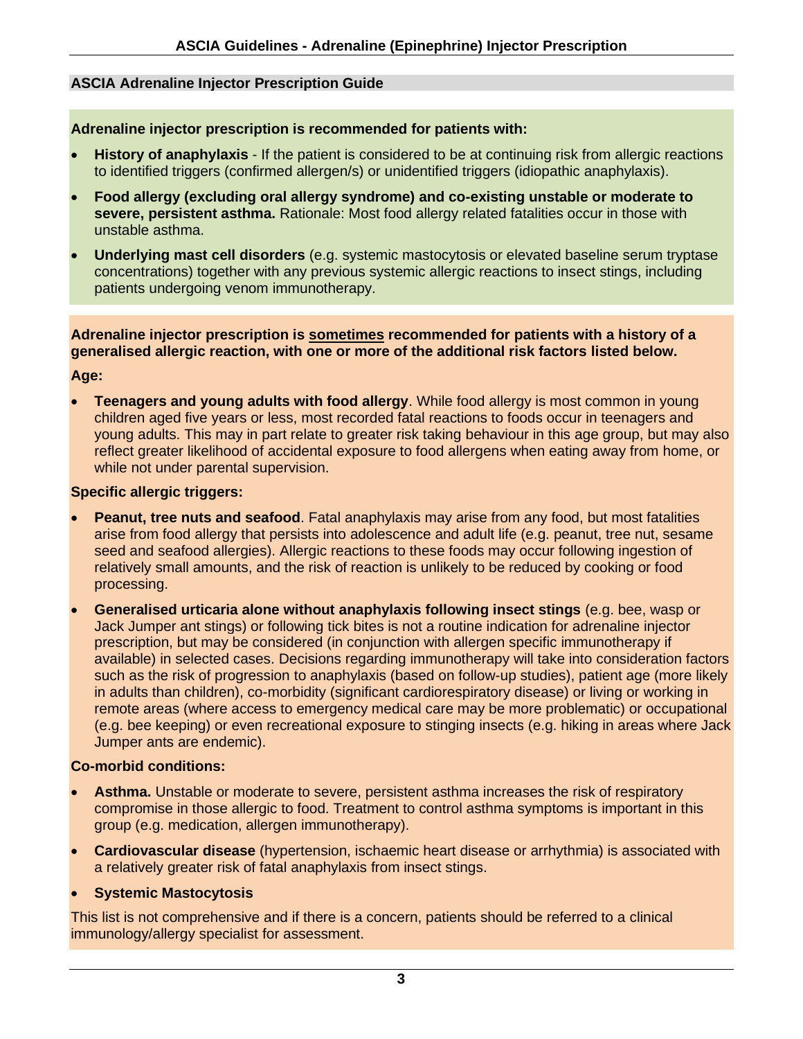## ASCIA Adrenaline Injector Prescription Guide

**Adrenaline injector prescription is recommended for patients with:**

- **History of anaphylaxis** - If the patient is considered to be at continuing risk from allergic reactions to identified triggers (confirmed allergen/s) or unidentified triggers (idiopathic anaphylaxis).
- **Food allergy (excluding oral allergy syndrome) and co-existing unstable or moderate to severe, persistent asthma.** Rationale: Most food allergy related fatalities occur in those with unstable asthma.
- **Underlying mast cell disorders** (e.g. systemic mastocytosis or elevated baseline serum tryptase concentrations) together with any previous systemic allergic reactions to insect stings, including patients undergoing venom immunotherapy.

**Adrenaline injector prescription is sometimes recommended for patients with a history of a generalised allergic reaction, with one or more of the additional risk factors listed below.**

**Age:**

- **Teenagers and young adults with food allergy**. While food allergy is most common in young children aged five years or less, most recorded fatal reactions to foods occur in teenagers and young adults. This may in part relate to greater risk taking behaviour in this age group, but may also reflect greater likelihood of accidental exposure to food allergens when eating away from home, or while not under parental supervision.

**Specific allergic triggers:**

- **Peanut, tree nuts and seafood**. Fatal anaphylaxis may arise from any food, but most fatalities arise from food allergy that persists into adolescence and adult life (e.g. peanut, tree nut, sesame seed and seafood allergies). Allergic reactions to these foods may occur following ingestion of relatively small amounts, and the risk of reaction is unlikely to be reduced by cooking or food processing.
- **Generalised urticaria alone without anaphylaxis following insect stings** (e.g. bee, wasp or Jack Jumper ant stings) or following tick bites is not a routine indication for adrenaline injector prescription, but may be considered (in conjunction with allergen specific immunotherapy if available) in selected cases. Decisions regarding immunotherapy will take into consideration factors such as the risk of progression to anaphylaxis (based on follow-up studies), patient age (more likely in adults than children), co-morbidity (significant cardiorespiratory disease) or living or working in remote areas (where access to emergency medical care may be more problematic) or occupational (e.g. bee keeping) or even recreational exposure to stinging insects (e.g. hiking in areas where Jack Jumper ants are endemic).

**Co-morbid conditions:**

- **Asthma.** Unstable or moderate to severe, persistent asthma increases the risk of respiratory compromise in those allergic to food. Treatment to control asthma symptoms is important in this group (e.g. medication, allergen immunotherapy).
- **Cardiovascular disease** (hypertension, ischaemic heart disease or arrhythmia) is associated with a relatively greater risk of fatal anaphylaxis from insect stings.
- **Systemic Mastocytosis**

This list is not comprehensive and if there is a concern, patients should be referred to a clinical immunology/allergy specialist for assessment.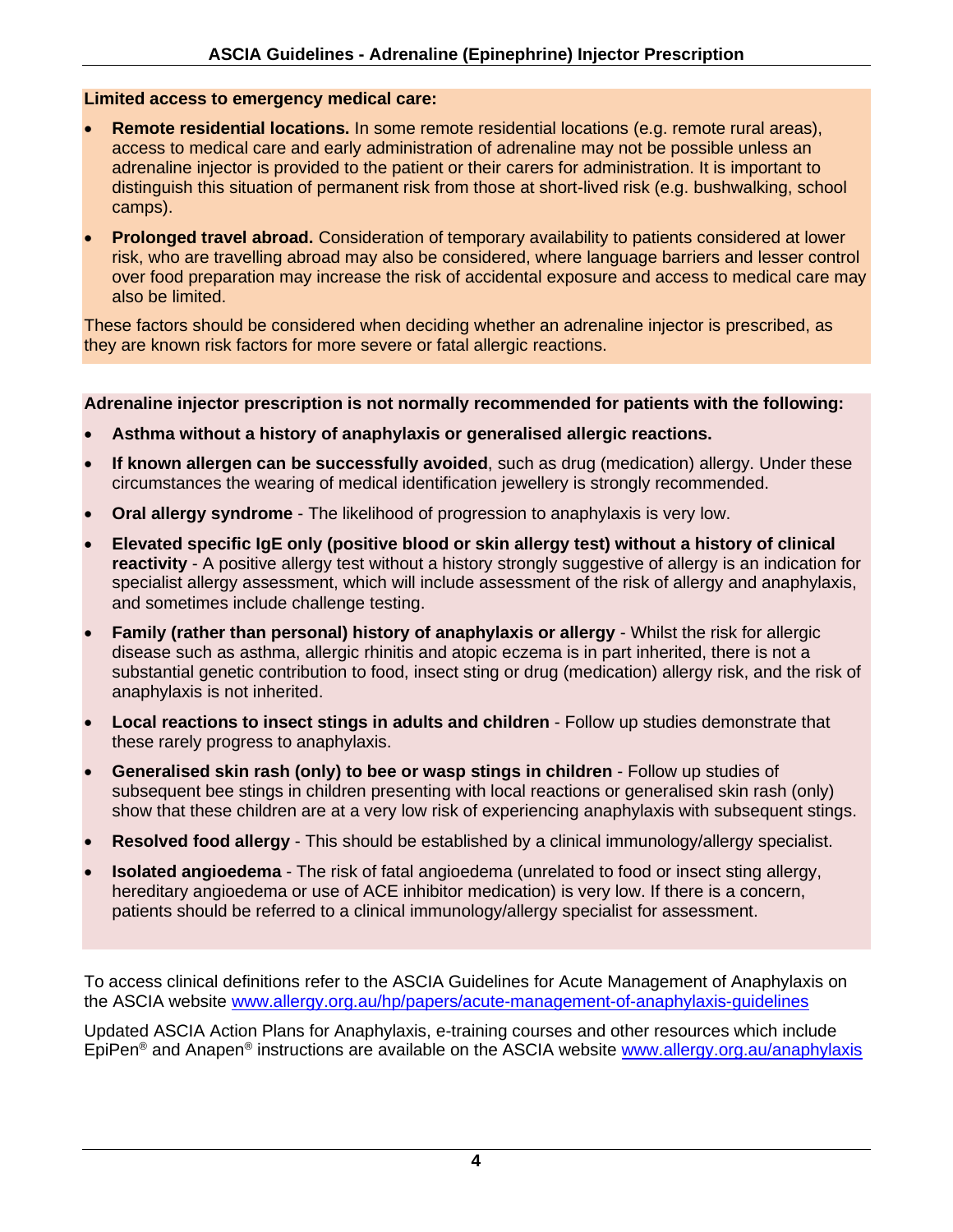**Limited access to emergency medical care:**

- **Remote residential locations.** In some remote residential locations (e.g. remote rural areas), access to medical care and early administration of adrenaline may not be possible unless an adrenaline injector is provided to the patient or their carers for administration. It is important to distinguish this situation of permanent risk from those at short-lived risk (e.g. bushwalking, school camps).
- **Prolonged travel abroad.** Consideration of temporary availability to patients considered at lower risk, who are travelling abroad may also be considered, where language barriers and lesser control over food preparation may increase the risk of accidental exposure and access to medical care may also be limited.

These factors should be considered when deciding whether an adrenaline injector is prescribed, as they are known risk factors for more severe or fatal allergic reactions.

**Adrenaline injector prescription is not normally recommended for patients with the following:**

- **Asthma without a history of anaphylaxis or generalised allergic reactions.**
- **If known allergen can be successfully avoided**, such as drug (medication) allergy. Under these circumstances the wearing of medical identification jewellery is strongly recommended.
- **Oral allergy syndrome** - The likelihood of progression to anaphylaxis is very low.
- **Elevated specific IgE only (positive blood or skin allergy test) without a history of clinical reactivity** - A positive allergy test without a history strongly suggestive of allergy is an indication for specialist allergy assessment, which will include assessment of the risk of allergy and anaphylaxis, and sometimes include challenge testing.
- **Family (rather than personal) history of anaphylaxis or allergy** - Whilst the risk for allergic disease such as asthma, allergic rhinitis and atopic eczema is in part inherited, there is not a substantial genetic contribution to food, insect sting or drug (medication) allergy risk, and the risk of anaphylaxis is not inherited.
- **Local reactions to insect stings in adults and children** - Follow up studies demonstrate that these rarely progress to anaphylaxis.
- **Generalised skin rash (only) to bee or wasp stings in children** - Follow up studies of subsequent bee stings in children presenting with local reactions or generalised skin rash (only) show that these children are at a very low risk of experiencing anaphylaxis with subsequent stings.
- **Resolved food allergy** - This should be established by a clinical immunology/allergy specialist.
- **Isolated angioedema** - The risk of fatal angioedema (unrelated to food or insect sting allergy, hereditary angioedema or use of ACE inhibitor medication) is very low. If there is a concern, patients should be referred to a clinical immunology/allergy specialist for assessment.

To access clinical definitions refer to the ASCIA Guidelines for Acute Management of Anaphylaxis on the ASCIA website www.allergy.org.au/hp/papers/acute-management-of-anaphylaxis-guidelines

Updated ASCIA Action Plans for Anaphylaxis, e-training courses and other resources which include EpiPen® and Anapen® instructions are available on the ASCIA website www.allergy.org.au/anaphylaxis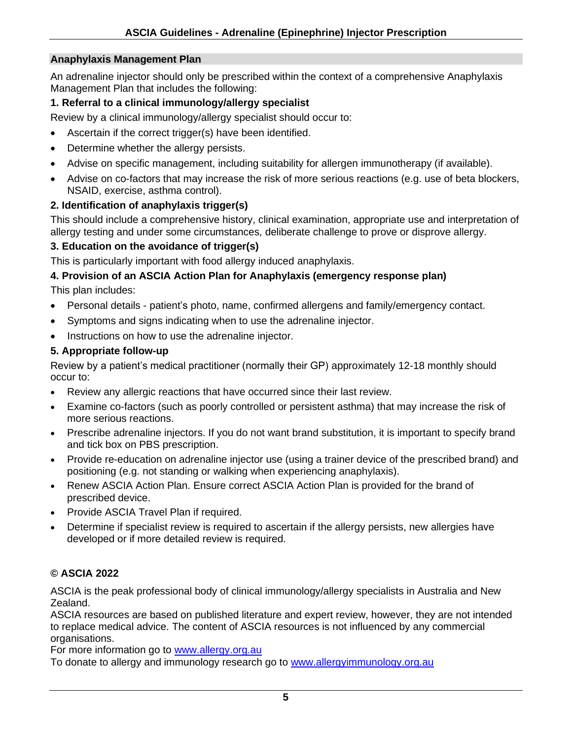## Anaphylaxis Management Plan

An adrenaline injector should only be prescribed within the context of a comprehensive Anaphylaxis Management Plan that includes the following:

### 1. Referral to a clinical immunology/allergy specialist

Review by a clinical immunology/allergy specialist should occur to:

- Ascertain if the correct trigger(s) have been identified.
- Determine whether the allergy persists.
- Advise on specific management, including suitability for allergen immunotherapy (if available).
- Advise on co-factors that may increase the risk of more serious reactions (e.g. use of beta blockers, NSAID, exercise, asthma control).

### 2. Identification of anaphylaxis trigger(s)

This should include a comprehensive history, clinical examination, appropriate use and interpretation of allergy testing and under some circumstances, deliberate challenge to prove or disprove allergy.

### 3. Education on the avoidance of trigger(s)

This is particularly important with food allergy induced anaphylaxis.

### 4. Provision of an ASCIA Action Plan for Anaphylaxis (emergency response plan)

This plan includes:

- Personal details - patient's photo, name, confirmed allergens and family/emergency contact.
- Symptoms and signs indicating when to use the adrenaline injector.
- Instructions on how to use the adrenaline injector.

### 5. Appropriate follow-up

Review by a patient's medical practitioner (normally their GP) approximately 12-18 monthly should occur to:

- Review any allergic reactions that have occurred since their last review.
- Examine co-factors (such as poorly controlled or persistent asthma) that may increase the risk of more serious reactions.
- Prescribe adrenaline injectors. If you do not want brand substitution, it is important to specify brand and tick box on PBS prescription.
- Provide re-education on adrenaline injector use (using a trainer device of the prescribed brand) and positioning (e.g. not standing or walking when experiencing anaphylaxis).
- Renew ASCIA Action Plan. Ensure correct ASCIA Action Plan is provided for the brand of prescribed device.
- Provide ASCIA Travel Plan if required.
- Determine if specialist review is required to ascertain if the allergy persists, new allergies have developed or if more detailed review is required.

**© ASCIA 2022**

ASCIA is the peak professional body of clinical immunology/allergy specialists in Australia and New Zealand.

ASCIA resources are based on published literature and expert review, however, they are not intended to replace medical advice. The content of ASCIA resources is not influenced by any commercial organisations.

For more information go to www.allergy.org.au

To donate to allergy and immunology research go to www.allergyimmunology.org.au